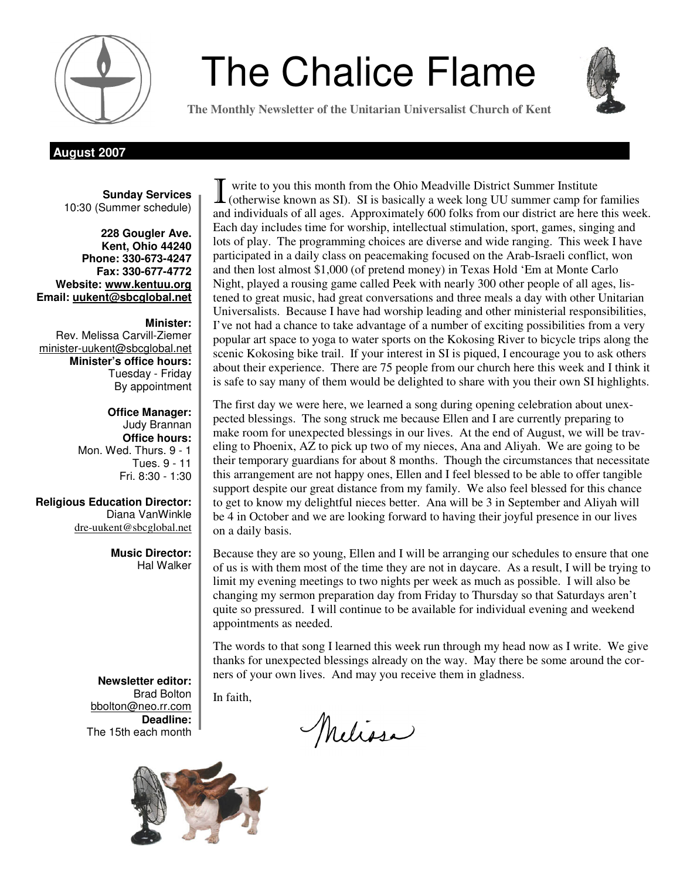# The Chalice Flame

**The Monthly Newsletter of the Unitarian Universalist Church of Kent**

**August 2007**

**Sunday Services**
10:30 (Summer schedule)

**228 Gougler Ave.**
**Kent, Ohio 44240**
**Phone: 330-673-4247**
**Fax: 330-677-4772**
**Website: www.kentuu.org**
**Email: uukent@sbcglobal.net**

**Minister:**
Rev. Melissa Carvill-Ziemer
minister-uukent@sbcglobal.net
**Minister's office hours:**
Tuesday - Friday
By appointment

**Office Manager:**
Judy Brannan
**Office hours:**
Mon. Wed. Thurs. 9 - 1
Tues. 9 - 11
Fri. 8:30 - 1:30

**Religious Education Director:**
Diana VanWinkle
dre-uukent@sbcglobal.net

**Music Director:**
Hal Walker

**Newsletter editor:**
Brad Bolton
bbolton@neo.rr.com
**Deadline:**
The 15th each month

I write to you this month from the Ohio Meadville District Summer Institute (otherwise known as SI). SI is basically a week long UU summer camp for families and individuals of all ages. Approximately 600 folks from our district are here this week. Each day includes time for worship, intellectual stimulation, sport, games, singing and lots of play. The programming choices are diverse and wide ranging. This week I have participated in a daily class on peacemaking focused on the Arab-Israeli conflict, won and then lost almost $1,000 (of pretend money) in Texas Hold 'Em at Monte Carlo Night, played a rousing game called Peek with nearly 300 other people of all ages, listened to great music, had great conversations and three meals a day with other Unitarian Universalists. Because I have had worship leading and other ministerial responsibilities, I've not had a chance to take advantage of a number of exciting possibilities from a very popular art space to yoga to water sports on the Kokosing River to bicycle trips along the scenic Kokosing bike trail. If your interest in SI is piqued, I encourage you to ask others about their experience. There are 75 people from our church here this week and I think it is safe to say many of them would be delighted to share with you their own SI highlights.

The first day we were here, we learned a song during opening celebration about unexpected blessings. The song struck me because Ellen and I are currently preparing to make room for unexpected blessings in our lives. At the end of August, we will be traveling to Phoenix, AZ to pick up two of my nieces, Ana and Aliyah. We are going to be their temporary guardians for about 8 months. Though the circumstances that necessitate this arrangement are not happy ones, Ellen and I feel blessed to be able to offer tangible support despite our great distance from my family. We also feel blessed for this chance to get to know my delightful nieces better. Ana will be 3 in September and Aliyah will be 4 in October and we are looking forward to having their joyful presence in our lives on a daily basis.

Because they are so young, Ellen and I will be arranging our schedules to ensure that one of us is with them most of the time they are not in daycare. As a result, I will be trying to limit my evening meetings to two nights per week as much as possible. I will also be changing my sermon preparation day from Friday to Thursday so that Saturdays aren't quite so pressured. I will continue to be available for individual evening and weekend appointments as needed.

The words to that song I learned this week run through my head now as I write. We give thanks for unexpected blessings already on the way. May there be some around the corners of your own lives. And may you receive them in gladness.

In faith,

Melissa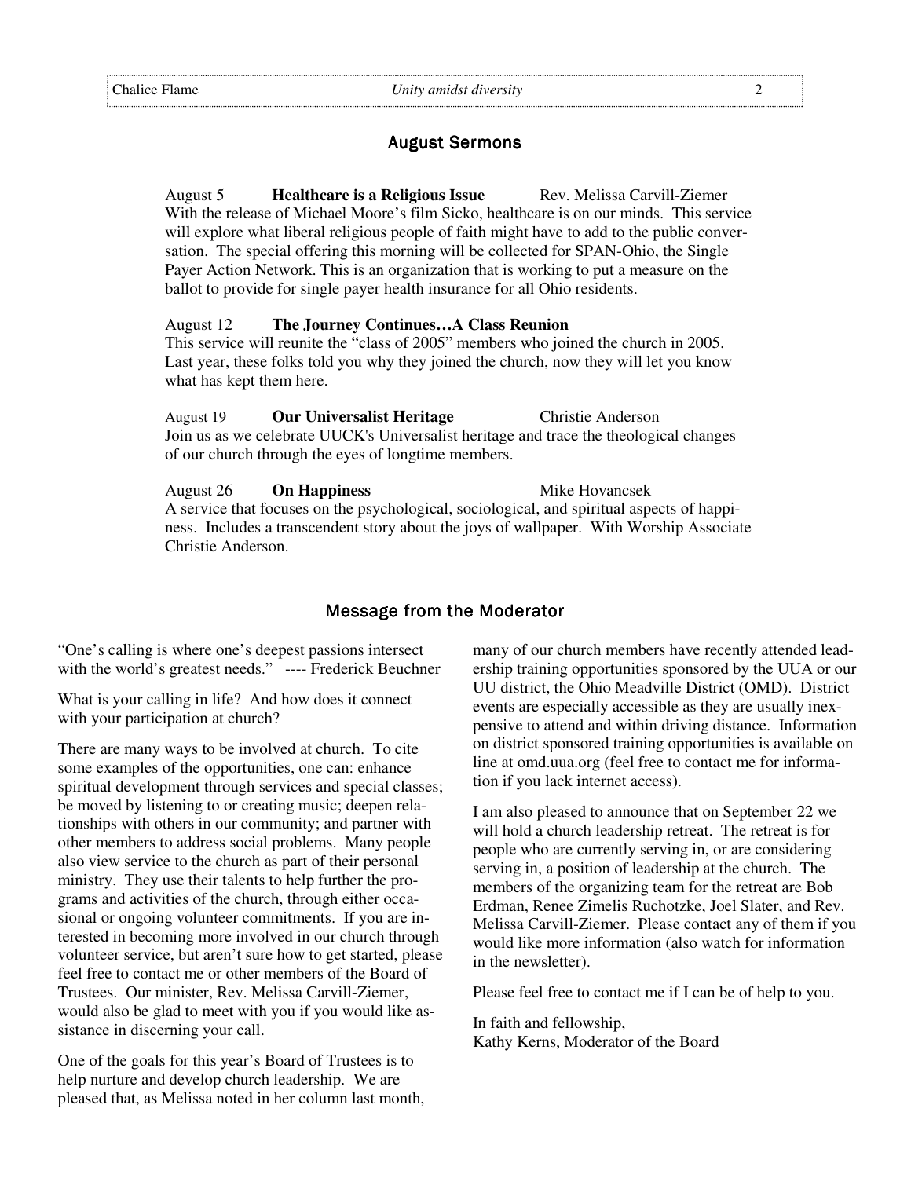## August Sermons

August 5 **Healthcare is a Religious Issue** Rev. Melissa Carvill-Ziemer
With the release of Michael Moore's film Sicko, healthcare is on our minds. This service will explore what liberal religious people of faith might have to add to the public conversation. The special offering this morning will be collected for SPAN-Ohio, the Single Payer Action Network. This is an organization that is working to put a measure on the ballot to provide for single payer health insurance for all Ohio residents.

August 12 **The Journey Continues…A Class Reunion**
This service will reunite the "class of 2005" members who joined the church in 2005. Last year, these folks told you why they joined the church, now they will let you know what has kept them here.

August 19 **Our Universalist Heritage** Christie Anderson
Join us as we celebrate UUCK's Universalist heritage and trace the theological changes of our church through the eyes of longtime members.

August 26 **On Happiness** Mike Hovancsek
A service that focuses on the psychological, sociological, and spiritual aspects of happiness. Includes a transcendent story about the joys of wallpaper. With Worship Associate Christie Anderson.

## Message from the Moderator

"One's calling is where one's deepest passions intersect with the world's greatest needs." ---- Frederick Beuchner

What is your calling in life? And how does it connect with your participation at church?

There are many ways to be involved at church. To cite some examples of the opportunities, one can: enhance spiritual development through services and special classes; be moved by listening to or creating music; deepen relationships with others in our community; and partner with other members to address social problems. Many people also view service to the church as part of their personal ministry. They use their talents to help further the programs and activities of the church, through either occasional or ongoing volunteer commitments. If you are interested in becoming more involved in our church through volunteer service, but aren't sure how to get started, please feel free to contact me or other members of the Board of Trustees. Our minister, Rev. Melissa Carvill-Ziemer, would also be glad to meet with you if you would like assistance in discerning your call.

One of the goals for this year's Board of Trustees is to help nurture and develop church leadership. We are pleased that, as Melissa noted in her column last month, many of our church members have recently attended leadership training opportunities sponsored by the UUA or our UU district, the Ohio Meadville District (OMD). District events are especially accessible as they are usually inexpensive to attend and within driving distance. Information on district sponsored training opportunities is available on line at omd.uua.org (feel free to contact me for information if you lack internet access).

I am also pleased to announce that on September 22 we will hold a church leadership retreat. The retreat is for people who are currently serving in, or are considering serving in, a position of leadership at the church. The members of the organizing team for the retreat are Bob Erdman, Renee Zimelis Ruchotzke, Joel Slater, and Rev. Melissa Carvill-Ziemer. Please contact any of them if you would like more information (also watch for information in the newsletter).

Please feel free to contact me if I can be of help to you.

In faith and fellowship,
Kathy Kerns, Moderator of the Board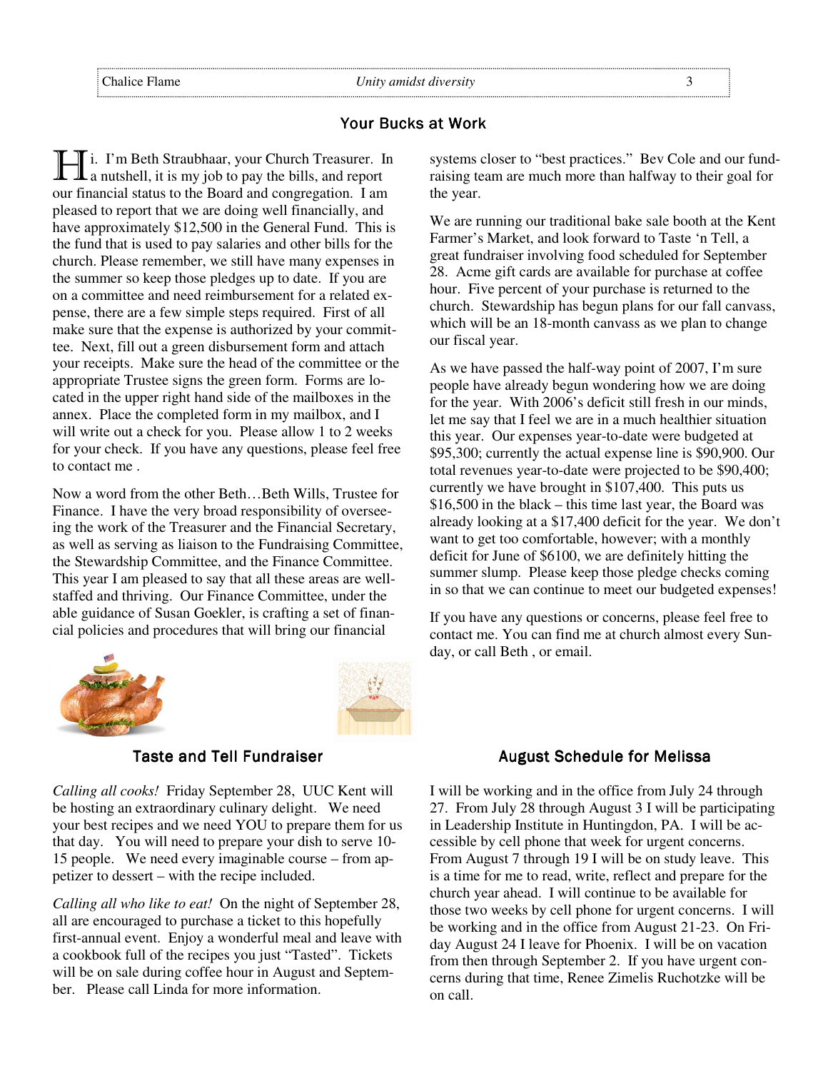## Your Bucks at Work

Hi. I'm Beth Straubhaar, your Church Treasurer. In a nutshell, it is my job to pay the bills, and report our financial status to the Board and congregation. I am pleased to report that we are doing well financially, and have approximately $12,500 in the General Fund. This is the fund that is used to pay salaries and other bills for the church. Please remember, we still have many expenses in the summer so keep those pledges up to date. If you are on a committee and need reimbursement for a related expense, there are a few simple steps required. First of all make sure that the expense is authorized by your committee. Next, fill out a green disbursement form and attach your receipts. Make sure the head of the committee or the appropriate Trustee signs the green form. Forms are located in the upper right hand side of the mailboxes in the annex. Place the completed form in my mailbox, and I will write out a check for you. Please allow 1 to 2 weeks for your check. If you have any questions, please feel free to contact me .

Now a word from the other Beth…Beth Wills, Trustee for Finance. I have the very broad responsibility of overseeing the work of the Treasurer and the Financial Secretary, as well as serving as liaison to the Fundraising Committee, the Stewardship Committee, and the Finance Committee. This year I am pleased to say that all these areas are well-staffed and thriving. Our Finance Committee, under the able guidance of Susan Goekler, is crafting a set of financial policies and procedures that will bring our financial systems closer to "best practices." Bev Cole and our fundraising team are much more than halfway to their goal for the year.

We are running our traditional bake sale booth at the Kent Farmer's Market, and look forward to Taste 'n Tell, a great fundraiser involving food scheduled for September 28. Acme gift cards are available for purchase at coffee hour. Five percent of your purchase is returned to the church. Stewardship has begun plans for our fall canvass, which will be an 18-month canvass as we plan to change our fiscal year.

As we have passed the half-way point of 2007, I'm sure people have already begun wondering how we are doing for the year. With 2006's deficit still fresh in our minds, let me say that I feel we are in a much healthier situation this year. Our expenses year-to-date were budgeted at $95,300; currently the actual expense line is $90,900. Our total revenues year-to-date were projected to be $90,400; currently we have brought in $107,400. This puts us $16,500 in the black – this time last year, the Board was already looking at a $17,400 deficit for the year. We don't want to get too comfortable, however; with a monthly deficit for June of $6100, we are definitely hitting the summer slump. Please keep those pledge checks coming in so that we can continue to meet our budgeted expenses!

If you have any questions or concerns, please feel free to contact me. You can find me at church almost every Sunday, or call Beth , or email.

## Taste and Tell Fundraiser

*Calling all cooks!* Friday September 28, UUC Kent will be hosting an extraordinary culinary delight. We need your best recipes and we need YOU to prepare them for us that day. You will need to prepare your dish to serve 10-15 people. We need every imaginable course – from appetizer to dessert – with the recipe included.

*Calling all who like to eat!* On the night of September 28, all are encouraged to purchase a ticket to this hopefully first-annual event. Enjoy a wonderful meal and leave with a cookbook full of the recipes you just "Tasted". Tickets will be on sale during coffee hour in August and September. Please call Linda for more information.

## August Schedule for Melissa

I will be working and in the office from July 24 through 27. From July 28 through August 3 I will be participating in Leadership Institute in Huntingdon, PA. I will be accessible by cell phone that week for urgent concerns. From August 7 through 19 I will be on study leave. This is a time for me to read, write, reflect and prepare for the church year ahead. I will continue to be available for those two weeks by cell phone for urgent concerns. I will be working and in the office from August 21-23. On Friday August 24 I leave for Phoenix. I will be on vacation from then through September 2. If you have urgent concerns during that time, Renee Zimelis Ruchotzke will be on call.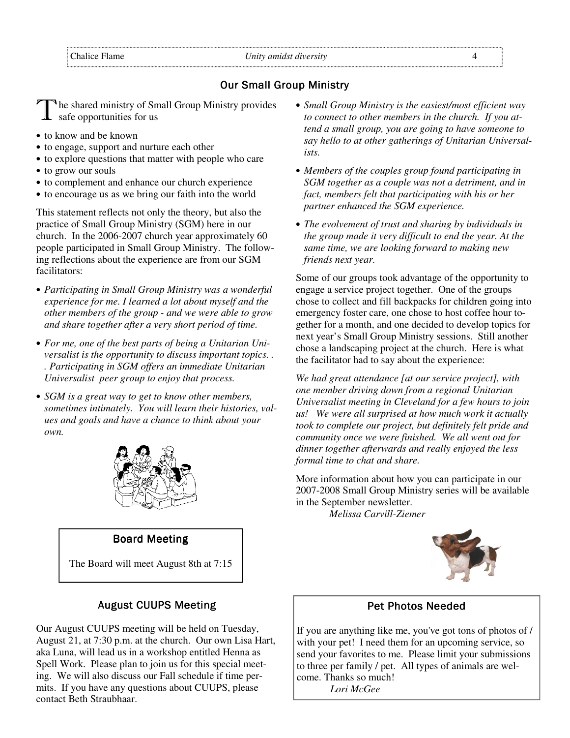## Our Small Group Ministry

The shared ministry of Small Group Ministry provides safe opportunities for us

- to know and be known
- to engage, support and nurture each other
- to explore questions that matter with people who care
- to grow our souls
- to complement and enhance our church experience
- to encourage us as we bring our faith into the world

This statement reflects not only the theory, but also the practice of Small Group Ministry (SGM) here in our church. In the 2006-2007 church year approximately 60 people participated in Small Group Ministry. The following reflections about the experience are from our SGM facilitators:

- *Participating in Small Group Ministry was a wonderful experience for me. I learned a lot about myself and the other members of the group - and we were able to grow and share together after a very short period of time.*
- *For me, one of the best parts of being a Unitarian Universalist is the opportunity to discuss important topics. . . Participating in SGM offers an immediate Unitarian Universalist peer group to enjoy that process.*
- *SGM is a great way to get to know other members, sometimes intimately. You will learn their histories, values and goals and have a chance to think about your own.*
- *Small Group Ministry is the easiest/most efficient way to connect to other members in the church. If you attend a small group, you are going to have someone to say hello to at other gatherings of Unitarian Universalists.*
- *Members of the couples group found participating in SGM together as a couple was not a detriment, and in fact, members felt that participating with his or her partner enhanced the SGM experience.*
- *The evolvement of trust and sharing by individuals in the group made it very difficult to end the year. At the same time, we are looking forward to making new friends next year.*

Some of our groups took advantage of the opportunity to engage a service project together. One of the groups chose to collect and fill backpacks for children going into emergency foster care, one chose to host coffee hour together for a month, and one decided to develop topics for next year's Small Group Ministry sessions. Still another chose a landscaping project at the church. Here is what the facilitator had to say about the experience:

*We had great attendance [at our service project], with one member driving down from a regional Unitarian Universalist meeting in Cleveland for a few hours to join us! We were all surprised at how much work it actually took to complete our project, but definitely felt pride and community once we were finished. We all went out for dinner together afterwards and really enjoyed the less formal time to chat and share.*

More information about how you can participate in our 2007-2008 Small Group Ministry series will be available in the September newsletter.

*Melissa Carvill-Ziemer*

## Board Meeting

The Board will meet August 8th at 7:15

## August CUUPS Meeting

Our August CUUPS meeting will be held on Tuesday, August 21, at 7:30 p.m. at the church. Our own Lisa Hart, aka Luna, will lead us in a workshop entitled Henna as Spell Work. Please plan to join us for this special meeting. We will also discuss our Fall schedule if time permits. If you have any questions about CUUPS, please contact Beth Straubhaar.

## Pet Photos Needed

If you are anything like me, you've got tons of photos of / with your pet! I need them for an upcoming service, so send your favorites to me. Please limit your submissions to three per family / pet. All types of animals are welcome. Thanks so much!

*Lori McGee*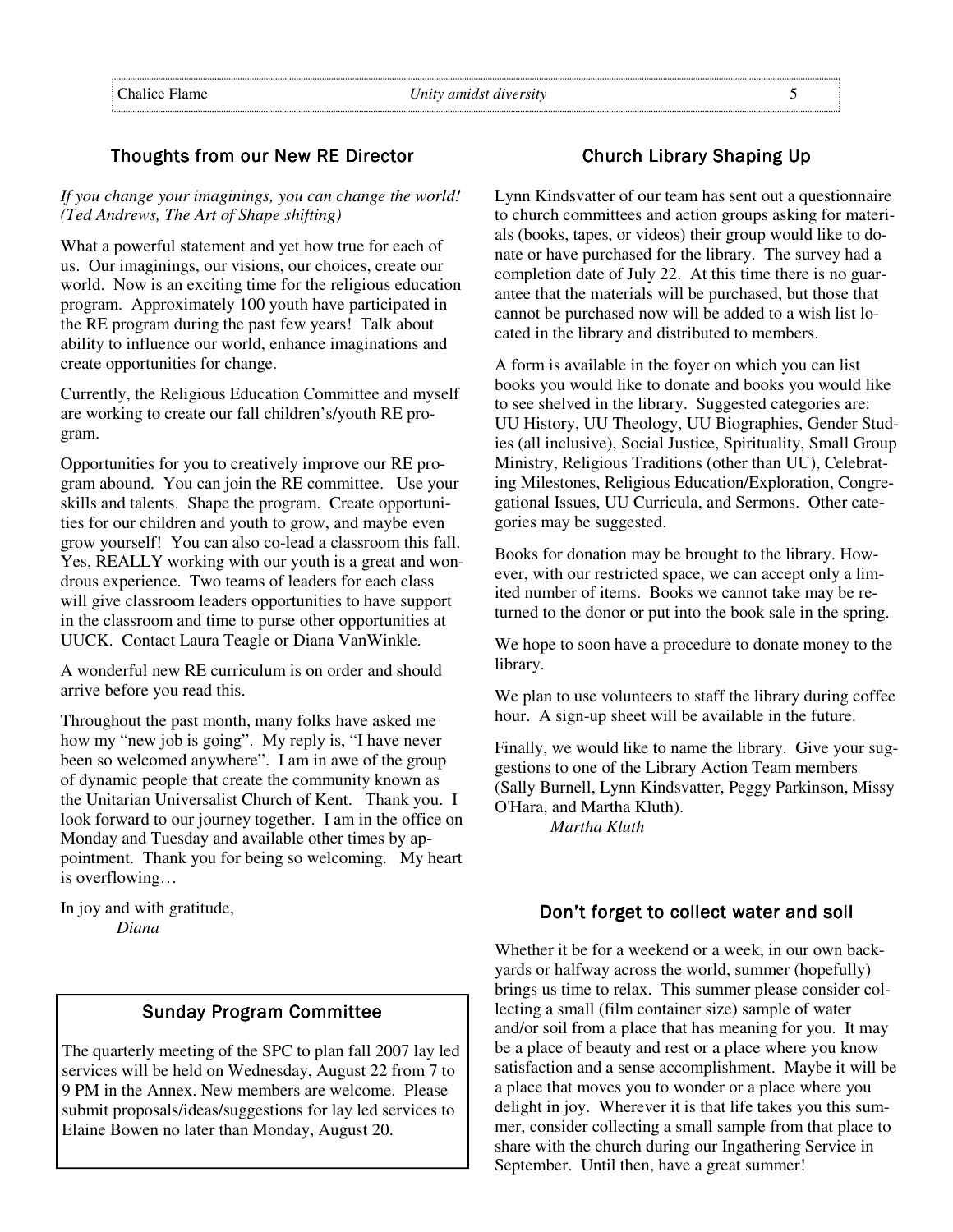## Thoughts from our New RE Director

*If you change your imaginings, you can change the world! (Ted Andrews, The Art of Shape shifting)*

What a powerful statement and yet how true for each of us. Our imaginings, our visions, our choices, create our world. Now is an exciting time for the religious education program. Approximately 100 youth have participated in the RE program during the past few years! Talk about ability to influence our world, enhance imaginations and create opportunities for change.

Currently, the Religious Education Committee and myself are working to create our fall children's/youth RE program.

Opportunities for you to creatively improve our RE program abound. You can join the RE committee. Use your skills and talents. Shape the program. Create opportunities for our children and youth to grow, and maybe even grow yourself! You can also co-lead a classroom this fall. Yes, REALLY working with our youth is a great and wondrous experience. Two teams of leaders for each class will give classroom leaders opportunities to have support in the classroom and time to purse other opportunities at UUCK. Contact Laura Teagle or Diana VanWinkle.

A wonderful new RE curriculum is on order and should arrive before you read this.

Throughout the past month, many folks have asked me how my "new job is going". My reply is, "I have never been so welcomed anywhere". I am in awe of the group of dynamic people that create the community known as the Unitarian Universalist Church of Kent. Thank you. I look forward to our journey together. I am in the office on Monday and Tuesday and available other times by appointment. Thank you for being so welcoming. My heart is overflowing…

In joy and with gratitude,
*Diana*

## Sunday Program Committee

The quarterly meeting of the SPC to plan fall 2007 lay led services will be held on Wednesday, August 22 from 7 to 9 PM in the Annex. New members are welcome. Please submit proposals/ideas/suggestions for lay led services to Elaine Bowen no later than Monday, August 20.

## Church Library Shaping Up

Lynn Kindsvatter of our team has sent out a questionnaire to church committees and action groups asking for materials (books, tapes, or videos) their group would like to donate or have purchased for the library. The survey had a completion date of July 22. At this time there is no guarantee that the materials will be purchased, but those that cannot be purchased now will be added to a wish list located in the library and distributed to members.

A form is available in the foyer on which you can list books you would like to donate and books you would like to see shelved in the library. Suggested categories are: UU History, UU Theology, UU Biographies, Gender Studies (all inclusive), Social Justice, Spirituality, Small Group Ministry, Religious Traditions (other than UU), Celebrating Milestones, Religious Education/Exploration, Congregational Issues, UU Curricula, and Sermons. Other categories may be suggested.

Books for donation may be brought to the library. However, with our restricted space, we can accept only a limited number of items. Books we cannot take may be returned to the donor or put into the book sale in the spring.

We hope to soon have a procedure to donate money to the library.

We plan to use volunteers to staff the library during coffee hour. A sign-up sheet will be available in the future.

Finally, we would like to name the library. Give your suggestions to one of the Library Action Team members (Sally Burnell, Lynn Kindsvatter, Peggy Parkinson, Missy O'Hara, and Martha Kluth).
*Martha Kluth*

## Don't forget to collect water and soil

Whether it be for a weekend or a week, in our own backyards or halfway across the world, summer (hopefully) brings us time to relax. This summer please consider collecting a small (film container size) sample of water and/or soil from a place that has meaning for you. It may be a place of beauty and rest or a place where you know satisfaction and a sense accomplishment. Maybe it will be a place that moves you to wonder or a place where you delight in joy. Wherever it is that life takes you this summer, consider collecting a small sample from that place to share with the church during our Ingathering Service in September. Until then, have a great summer!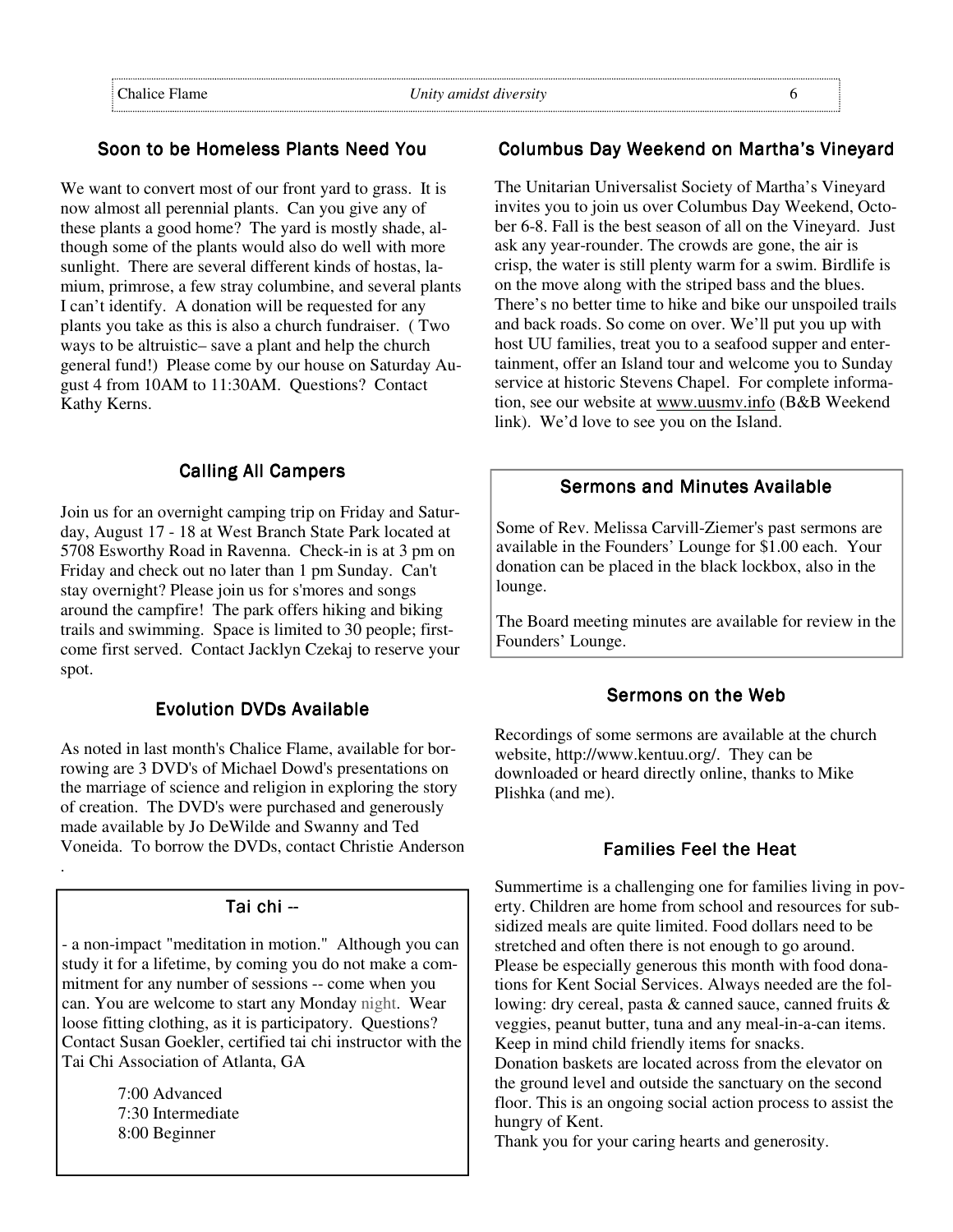## Soon to be Homeless Plants Need You

We want to convert most of our front yard to grass. It is now almost all perennial plants. Can you give any of these plants a good home? The yard is mostly shade, although some of the plants would also do well with more sunlight. There are several different kinds of hostas, lamium, primrose, a few stray columbine, and several plants I can't identify. A donation will be requested for any plants you take as this is also a church fundraiser. ( Two ways to be altruistic– save a plant and help the church general fund!) Please come by our house on Saturday August 4 from 10AM to 11:30AM. Questions? Contact Kathy Kerns.

## Calling All Campers

Join us for an overnight camping trip on Friday and Saturday, August 17 - 18 at West Branch State Park located at 5708 Esworthy Road in Ravenna. Check-in is at 3 pm on Friday and check out no later than 1 pm Sunday. Can't stay overnight? Please join us for s'mores and songs around the campfire! The park offers hiking and biking trails and swimming. Space is limited to 30 people; first-come first served. Contact Jacklyn Czekaj to reserve your spot.

## Evolution DVDs Available

As noted in last month's Chalice Flame, available for borrowing are 3 DVD's of Michael Dowd's presentations on the marriage of science and religion in exploring the story of creation. The DVD's were purchased and generously made available by Jo DeWilde and Swanny and Ted Voneida. To borrow the DVDs, contact Christie Anderson .

## Tai chi --

- a non-impact "meditation in motion." Although you can study it for a lifetime, by coming you do not make a commitment for any number of sessions -- come when you can. You are welcome to start any Monday night. Wear loose fitting clothing, as it is participatory. Questions? Contact Susan Goekler, certified tai chi instructor with the Tai Chi Association of Atlanta, GA

7:00 Advanced
7:30 Intermediate
8:00 Beginner

## Columbus Day Weekend on Martha's Vineyard

The Unitarian Universalist Society of Martha's Vineyard invites you to join us over Columbus Day Weekend, October 6-8. Fall is the best season of all on the Vineyard. Just ask any year-rounder. The crowds are gone, the air is crisp, the water is still plenty warm for a swim. Birdlife is on the move along with the striped bass and the blues. There's no better time to hike and bike our unspoiled trails and back roads. So come on over. We'll put you up with host UU families, treat you to a seafood supper and entertainment, offer an Island tour and welcome you to Sunday service at historic Stevens Chapel. For complete information, see our website at www.uusmv.info (B&B Weekend link). We'd love to see you on the Island.

## Sermons and Minutes Available

Some of Rev. Melissa Carvill-Ziemer's past sermons are available in the Founders' Lounge for $1.00 each. Your donation can be placed in the black lockbox, also in the lounge.

The Board meeting minutes are available for review in the Founders' Lounge.

## Sermons on the Web

Recordings of some sermons are available at the church website, http://www.kentuu.org/. They can be downloaded or heard directly online, thanks to Mike Plishka (and me).

## Families Feel the Heat

Summertime is a challenging one for families living in poverty. Children are home from school and resources for subsidized meals are quite limited. Food dollars need to be stretched and often there is not enough to go around. Please be especially generous this month with food donations for Kent Social Services. Always needed are the following: dry cereal, pasta & canned sauce, canned fruits & veggies, peanut butter, tuna and any meal-in-a-can items. Keep in mind child friendly items for snacks.
Donation baskets are located across from the elevator on the ground level and outside the sanctuary on the second floor. This is an ongoing social action process to assist the hungry of Kent.
Thank you for your caring hearts and generosity.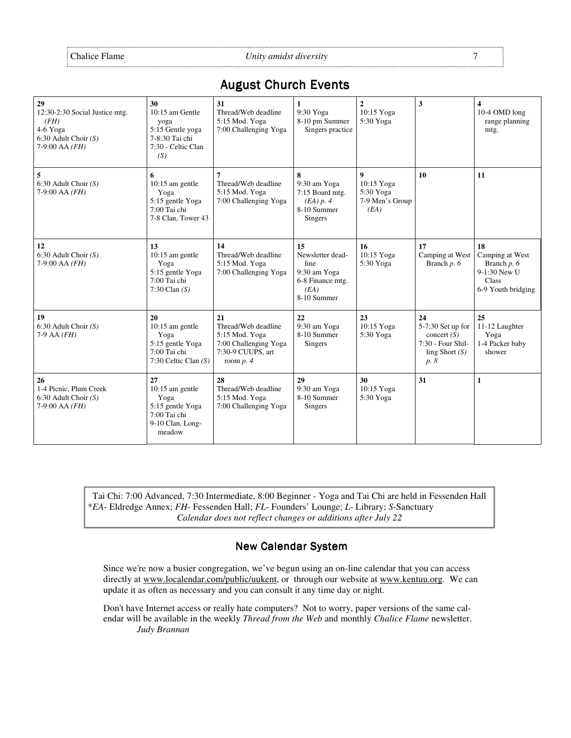# August Church Events

| | | | | | | |
|---|---|---|---|---|---|---|
| **29**<br>12:30-2:30 Social Justice mtg. *(FH)*<br>4-6 Yoga<br>6:30 Adult Choir *(S)*<br>7-9:00 AA *(FH)* | **30**<br>10:15 am Gentle yoga<br>5:15 Gentle yoga<br>7-8:30 Tai chi<br>7:30 - Celtic Clan *(S)* | **31**<br>Thread/Web deadline<br>5:15 Mod. Yoga<br>7:00 Challenging Yoga | **1**<br>9:30 Yoga<br>8-10 pm Summer Singers practice | **2**<br>10:15 Yoga<br>5:30 Yoga | **3** | **4**<br>10-4 OMD long range planning mtg. |
| **5**<br>6:30 Adult Choir *(S)*<br>7-9:00 AA *(FH)* | **6**<br>10:15 am gentle Yoga<br>5:15 gentle Yoga<br>7:00 Tai chi<br>7-8 Clan, Tower 43 | **7**<br>Thread/Web deadline<br>5:15 Mod. Yoga<br>7:00 Challenging Yoga | **8**<br>9:30 am Yoga<br>7:15 Board mtg. *(EA) p. 4*<br>8-10 Summer Singers | **9**<br>10:15 Yoga<br>5:30 Yoga<br>7-9 Men's Group *(EA)* | **10** | **11** |
| **12**<br>6:30 Adult Choir *(S)*<br>7-9:00 AA *(FH)* | **13**<br>10:15 am gentle Yoga<br>5:15 gentle Yoga<br>7:00 Tai chi<br>7:30 Clan *(S)* | **14**<br>Thread/Web deadline<br>5:15 Mod. Yoga<br>7:00 Challenging Yoga | **15**<br>Newsletter deadline<br>9:30 am Yoga<br>6-8 Finance mtg. *(EA)*<br>8-10 Summer | **16**<br>10:15 Yoga<br>5:30 Yoga | **17**<br>Camping at West Branch *p. 6* | **18**<br>Camping at West Branch *p. 6*<br>9-1:30 New U Class<br>6-9 Youth bridging |
| **19**<br>6:30 Adult Choir *(S)*<br>7-9 AA *(FH)* | **20**<br>10:15 am gentle Yoga<br>5:15 gentle Yoga<br>7:00 Tai chi<br>7:30 Celtic Clan *(S)* | **21**<br>Thread/Web deadline<br>5:15 Mod. Yoga<br>7:00 Challenging Yoga<br>7:30-9 CUUPS, art room *p. 4* | **22**<br>9:30 am Yoga<br>8-10 Summer Singers | **23**<br>10:15 Yoga<br>5:30 Yoga | **24**<br>5-7:30 Set up for concert *(S)*<br>7:30 - Four Shilling Short *(S) p. 8* | **25**<br>11-12 Laughter Yoga<br>1-4 Packer baby shower |
| **26**<br>1-4 Picnic, Plum Creek<br>6:30 Adult Choir *(S)*<br>7-9:00 AA *(FH)* | **27**<br>10:15 am gentle Yoga<br>5:15 gentle Yoga<br>7:00 Tai chi<br>9-10 Clan, Longmeadow | **28**<br>Thread/Web deadline<br>5:15 Mod. Yoga<br>7:00 Challenging Yoga | **29**<br>9:30 am Yoga<br>8-10 Summer Singers | **30**<br>10:15 Yoga<br>5:30 Yoga | **31** | **1** |

Tai Chi: 7:00 Advanced, 7:30 Intermediate, 8:00 Beginner - Yoga and Tai Chi are held in Fessenden Hall
\**EA*- Eldredge Annex; *FH*- Fessenden Hall; *FL*- Founders' Lounge; *L*- Library; *S*-Sanctuary
*Calendar does not reflect changes or additions after July 22*

## New Calendar System

Since we're now a busier congregation, we've begun using an on-line calendar that you can access directly at www.localendar.com/public/uukent, or through our website at www.kentuu.org. We can update it as often as necessary and you can consult it any time day or night.

Don't have Internet access or really hate computers? Not to worry, paper versions of the same calendar will be available in the weekly *Thread from the Web* and monthly *Chalice Flame* newsletter.

*Judy Brannan*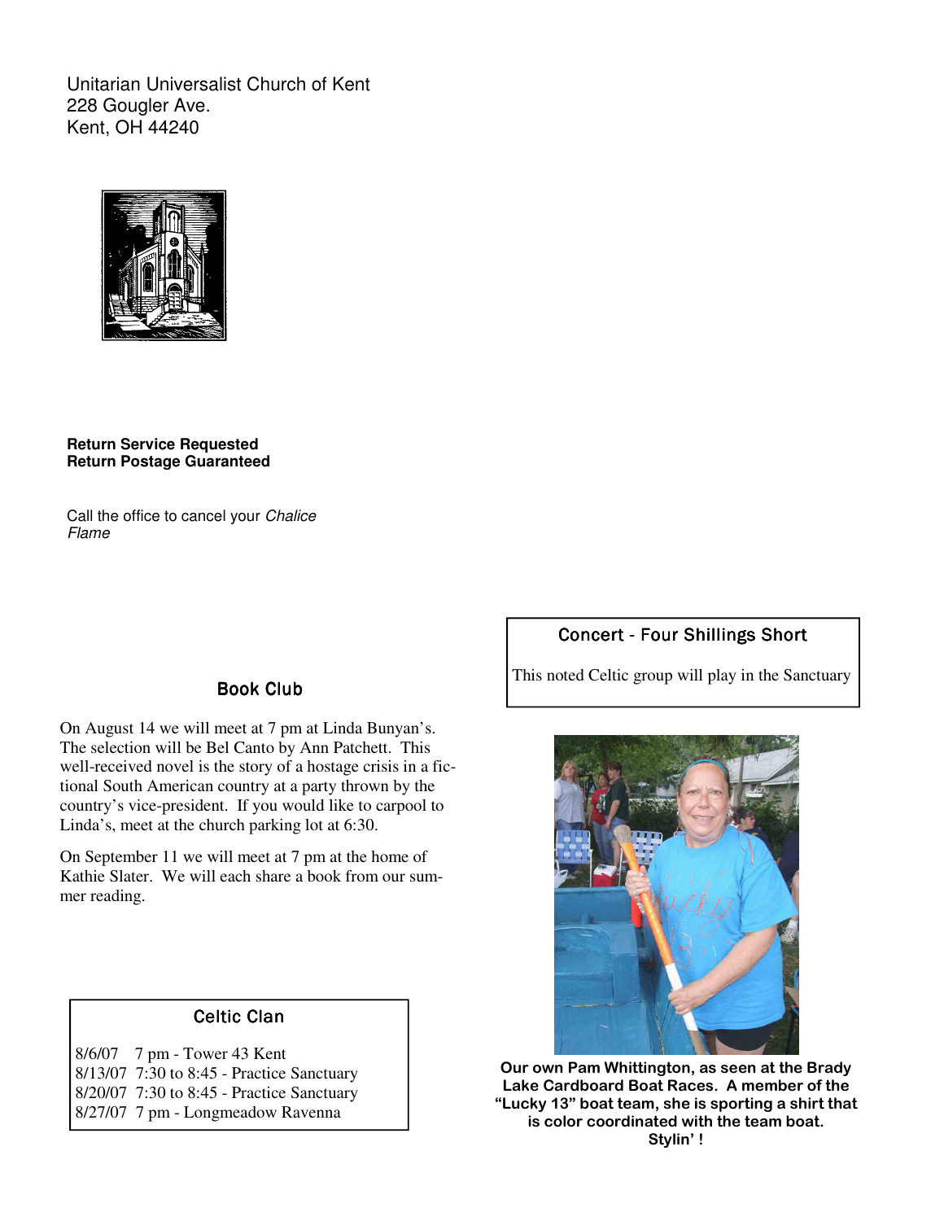Unitarian Universalist Church of Kent
228 Gougler Ave.
Kent, OH 44240

**Return Service Requested**
**Return Postage Guaranteed**

Call the office to cancel your *Chalice Flame*

## Book Club

On August 14 we will meet at 7 pm at Linda Bunyan's. The selection will be Bel Canto by Ann Patchett. This well-received novel is the story of a hostage crisis in a fictional South American country at a party thrown by the country's vice-president. If you would like to carpool to Linda's, meet at the church parking lot at 6:30.

On September 11 we will meet at 7 pm at the home of Kathie Slater. We will each share a book from our summer reading.

## Celtic Clan

8/6/07 7 pm - Tower 43 Kent
8/13/07 7:30 to 8:45 - Practice Sanctuary
8/20/07 7:30 to 8:45 - Practice Sanctuary
8/27/07 7 pm - Longmeadow Ravenna

## Concert - Four Shillings Short

This noted Celtic group will play in the Sanctuary

**Our own Pam Whittington, as seen at the Brady Lake Cardboard Boat Races. A member of the "Lucky 13" boat team, she is sporting a shirt that is color coordinated with the team boat. Stylin' !**